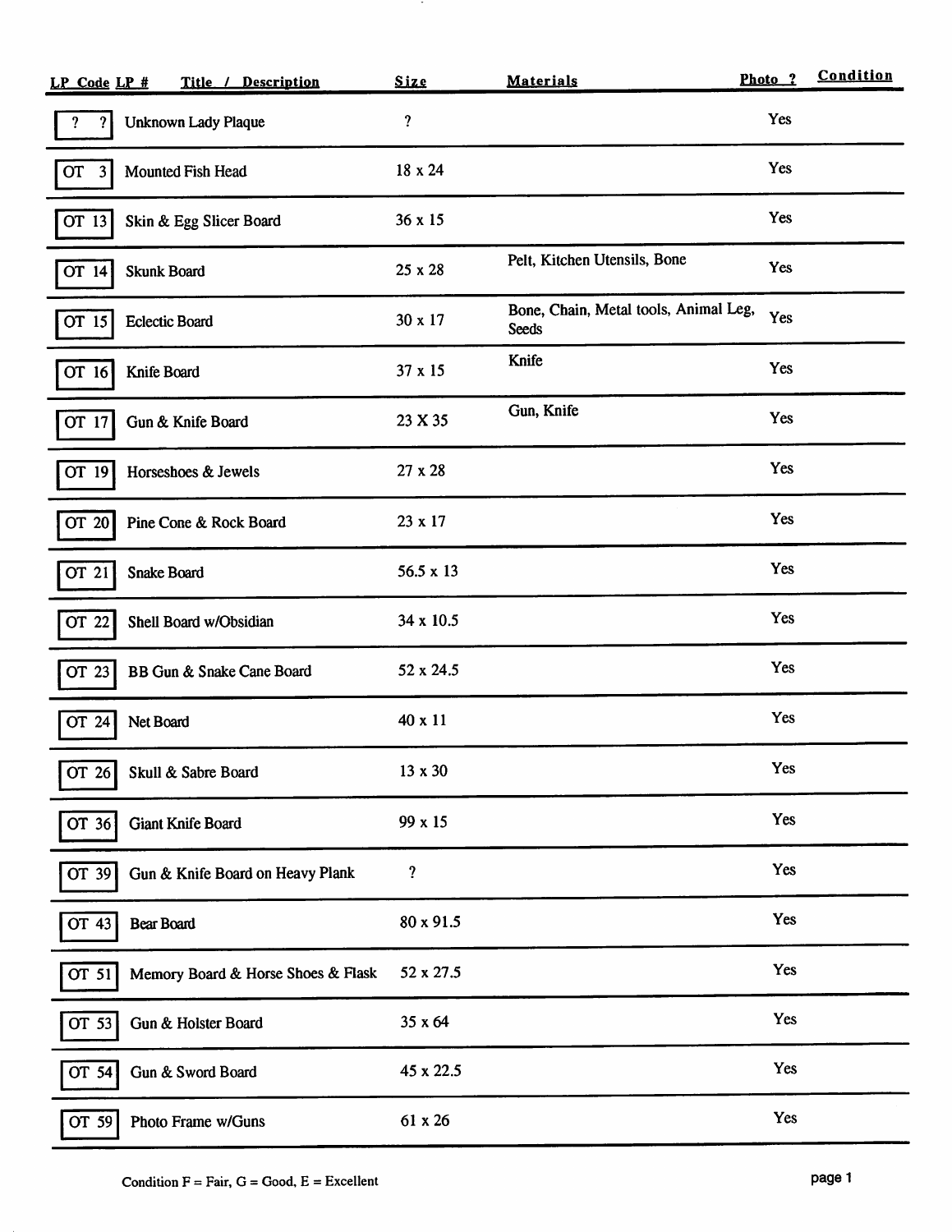| LP Code | LP # | Title / Description | Size | Materials | Photo ? | Condition |
|---|---|---|---|---|---|---|
| ? | ? | Unknown Lady Plaque | ? | | Yes | |
| OT | 3 | Mounted Fish Head | 18 x 24 | | Yes | |
| OT | 13 | Skin & Egg Slicer Board | 36 x 15 | | Yes | |
| OT | 14 | Skunk Board | 25 x 28 | Pelt, Kitchen Utensils, Bone | Yes | |
| OT | 15 | Eclectic Board | 30 x 17 | Bone, Chain, Metal tools, Animal Leg, Seeds | Yes | |
| OT | 16 | Knife Board | 37 x 15 | Knife | Yes | |
| OT | 17 | Gun & Knife Board | 23 X 35 | Gun, Knife | Yes | |
| OT | 19 | Horseshoes & Jewels | 27 x 28 | | Yes | |
| OT | 20 | Pine Cone & Rock Board | 23 x 17 | | Yes | |
| OT | 21 | Snake Board | 56.5 x 13 | | Yes | |
| OT | 22 | Shell Board w/Obsidian | 34 x 10.5 | | Yes | |
| OT | 23 | BB Gun & Snake Cane Board | 52 x 24.5 | | Yes | |
| OT | 24 | Net Board | 40 x 11 | | Yes | |
| OT | 26 | Skull & Sabre Board | 13 x 30 | | Yes | |
| OT | 36 | Giant Knife Board | 99 x 15 | | Yes | |
| OT | 39 | Gun & Knife Board on Heavy Plank | ? | | Yes | |
| OT | 43 | Bear Board | 80 x 91.5 | | Yes | |
| OT | 51 | Memory Board & Horse Shoes & Flask | 52 x 27.5 | | Yes | |
| OT | 53 | Gun & Holster Board | 35 x 64 | | Yes | |
| OT | 54 | Gun & Sword Board | 45 x 22.5 | | Yes | |
| OT | 59 | Photo Frame w/Guns | 61 x 26 | | Yes | |

Condition F = Fair, G = Good, E = Excellent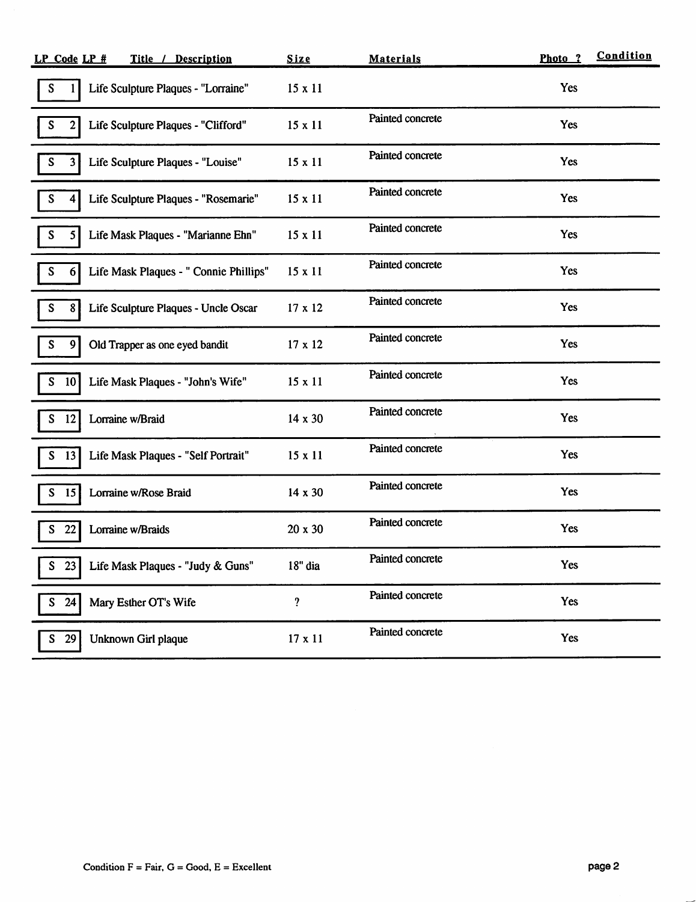| LP Code | LP # | Title / Description | Size | Materials | Photo ? | Condition |
|---|---|---|---|---|---|---|
| S | 1 | Life Sculpture Plaques - "Lorraine" | 15 x 11 | | Yes | |
| S | 2 | Life Sculpture Plaques - "Clifford" | 15 x 11 | Painted concrete | Yes | |
| S | 3 | Life Sculpture Plaques - "Louise" | 15 x 11 | Painted concrete | Yes | |
| S | 4 | Life Sculpture Plaques - "Rosemarie" | 15 x 11 | Painted concrete | Yes | |
| S | 5 | Life Mask Plaques - "Marianne Ehn" | 15 x 11 | Painted concrete | Yes | |
| S | 6 | Life Mask Plaques - " Connie Phillips" | 15 x 11 | Painted concrete | Yes | |
| S | 8 | Life Sculpture Plaques - Uncle Oscar | 17 x 12 | Painted concrete | Yes | |
| S | 9 | Old Trapper as one eyed bandit | 17 x 12 | Painted concrete | Yes | |
| S | 10 | Life Mask Plaques - "John's Wife" | 15 x 11 | Painted concrete | Yes | |
| S | 12 | Lorraine w/Braid | 14 x 30 | Painted concrete | Yes | |
| S | 13 | Life Mask Plaques - "Self Portrait" | 15 x 11 | Painted concrete | Yes | |
| S | 15 | Lorraine w/Rose Braid | 14 x 30 | Painted concrete | Yes | |
| S | 22 | Lorraine w/Braids | 20 x 30 | Painted concrete | Yes | |
| S | 23 | Life Mask Plaques - "Judy & Guns" | 18" dia | Painted concrete | Yes | |
| S | 24 | Mary Esther OT's Wife | ? | Painted concrete | Yes | |
| S | 29 | Unknown Girl plaque | 17 x 11 | Painted concrete | Yes | |

Condition F = Fair, G = Good, E = Excellent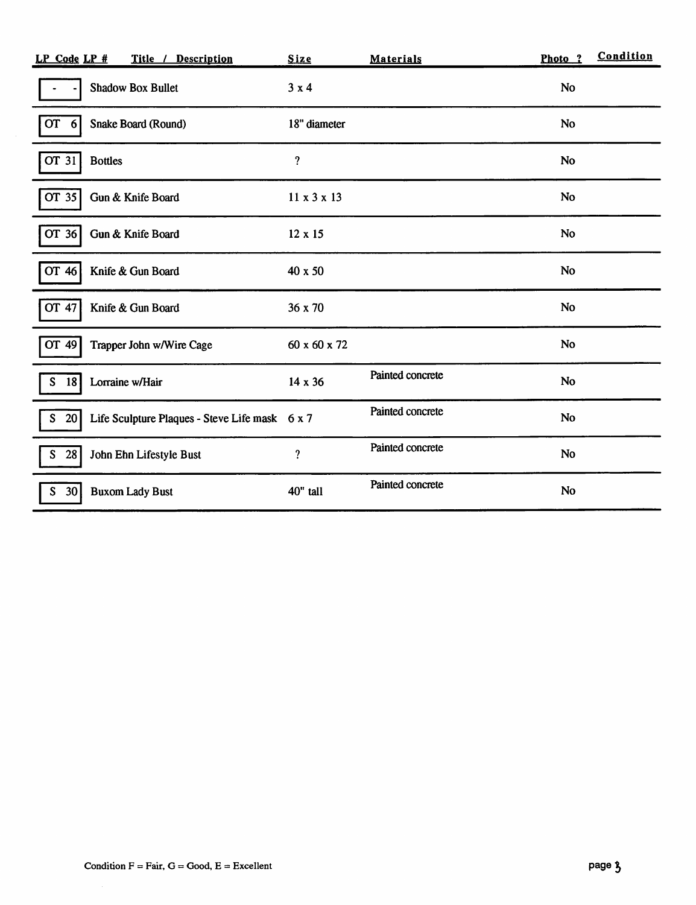| LP Code | LP # | Title / Description | Size | Materials | Photo ? | Condition |
|---|---|---|---|---|---|---|
| - | - | Shadow Box Bullet | 3 x 4 | | No | |
| OT | 6 | Snake Board (Round) | 18" diameter | | No | |
| OT | 31 | Bottles | ? | | No | |
| OT | 35 | Gun & Knife Board | 11 x 3 x 13 | | No | |
| OT | 36 | Gun & Knife Board | 12 x 15 | | No | |
| OT | 46 | Knife & Gun Board | 40 x 50 | | No | |
| OT | 47 | Knife & Gun Board | 36 x 70 | | No | |
| OT | 49 | Trapper John w/Wire Cage | 60 x 60 x 72 | | No | |
| S | 18 | Lorraine w/Hair | 14 x 36 | Painted concrete | No | |
| S | 20 | Life Sculpture Plaques - Steve Life mask | 6 x 7 | Painted concrete | No | |
| S | 28 | John Ehn Lifestyle Bust | ? | Painted concrete | No | |
| S | 30 | Buxom Lady Bust | 40" tall | Painted concrete | No | |

Condition F = Fair, G = Good, E = Excellent